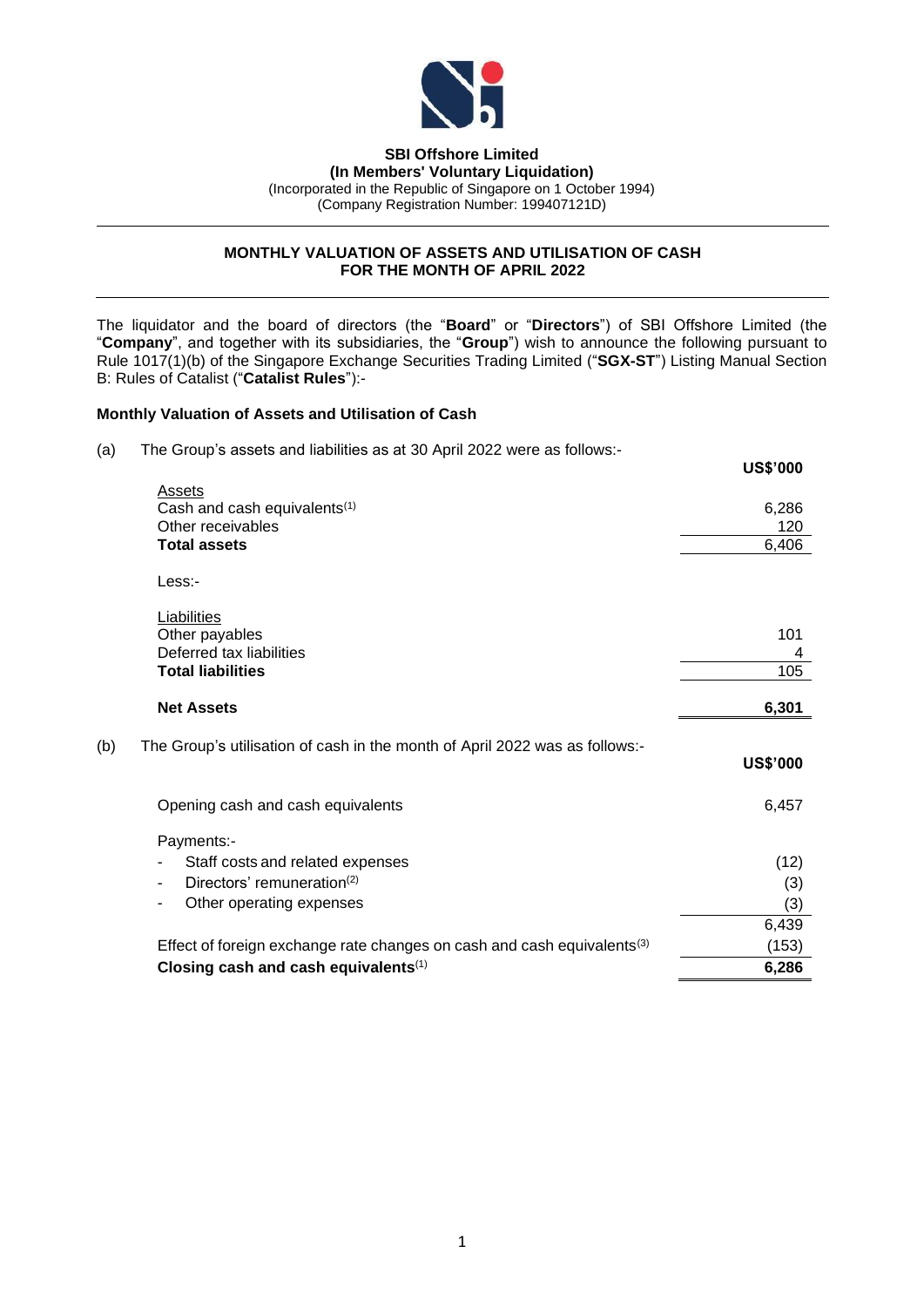**SBI Offshore Limited**
**(In Members' Voluntary Liquidation)**
(Incorporated in the Republic of Singapore on 1 October 1994)
(Company Registration Number: 199407121D)

---

## MONTHLY VALUATION OF ASSETS AND UTILISATION OF CASH FOR THE MONTH OF APRIL 2022

---

The liquidator and the board of directors (the "**Board**" or "**Directors**") of SBI Offshore Limited (the "**Company**", and together with its subsidiaries, the "**Group**") wish to announce the following pursuant to Rule 1017(1)(b) of the Singapore Exchange Securities Trading Limited ("**SGX-ST**") Listing Manual Section B: Rules of Catalist ("**Catalist Rules**"):-

### Monthly Valuation of Assets and Utilisation of Cash

(a) The Group's assets and liabilities as at 30 April 2022 were as follows:-

| | US$'000 |
|---|---|
| Assets | |
| Cash and cash equivalents[(1)] | 6,286 |
| Other receivables | 120 |
| **Total assets** | 6,406 |
| Less:- | |
| Liabilities | |
| Other payables | 101 |
| Deferred tax liabilities | 4 |
| **Total liabilities** | 105 |
| **Net Assets** | **6,301** |

(b) The Group's utilisation of cash in the month of April 2022 was as follows:-

| | US$'000 |
|---|---|
| Opening cash and cash equivalents | 6,457 |
| Payments:- | |
| - Staff costs and related expenses | (12) |
| - Directors' remuneration[(2)] | (3) |
| - Other operating expenses | (3) |
| | 6,439 |
| Effect of foreign exchange rate changes on cash and cash equivalents[(3)] | (153) |
| **Closing cash and cash equivalents**[(1)] | **6,286** |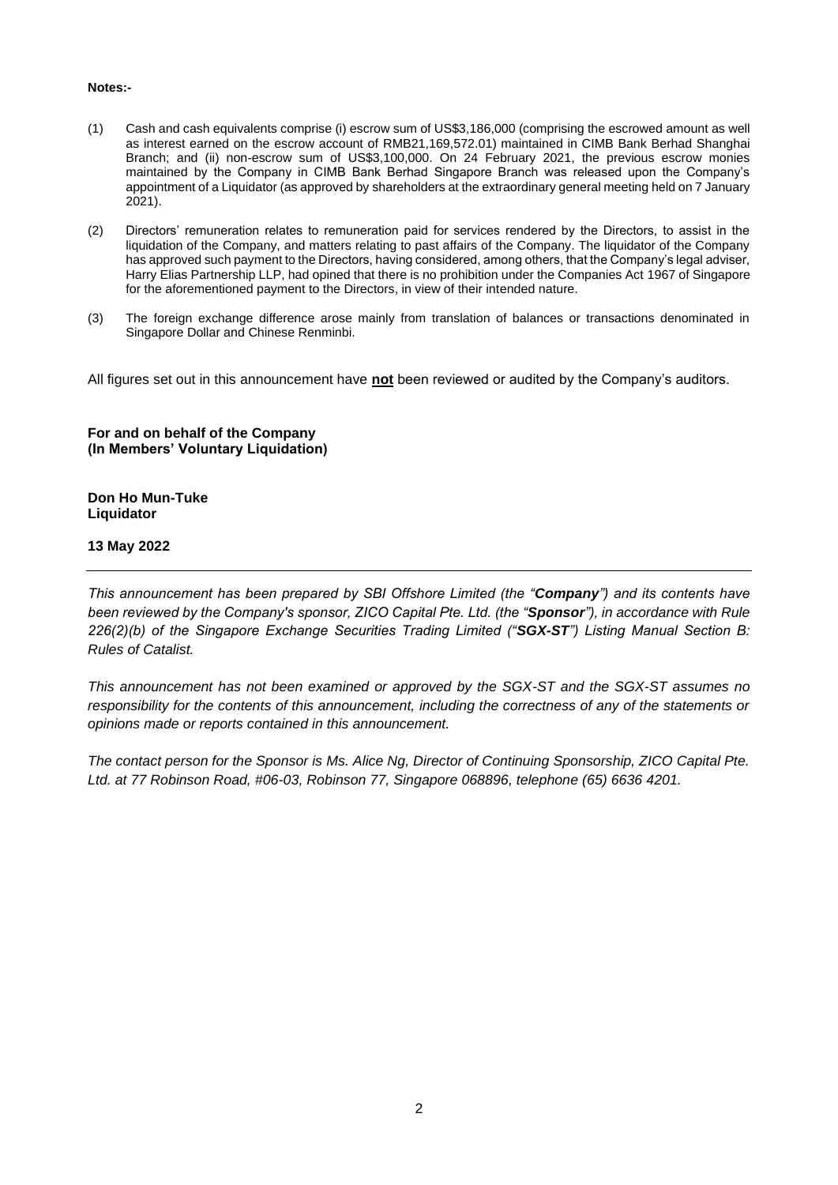**Notes:-**

(1) Cash and cash equivalents comprise (i) escrow sum of US$3,186,000 (comprising the escrowed amount as well as interest earned on the escrow account of RMB21,169,572.01) maintained in CIMB Bank Berhad Shanghai Branch; and (ii) non-escrow sum of US$3,100,000. On 24 February 2021, the previous escrow monies maintained by the Company in CIMB Bank Berhad Singapore Branch was released upon the Company's appointment of a Liquidator (as approved by shareholders at the extraordinary general meeting held on 7 January 2021).

(2) Directors' remuneration relates to remuneration paid for services rendered by the Directors, to assist in the liquidation of the Company, and matters relating to past affairs of the Company. The liquidator of the Company has approved such payment to the Directors, having considered, among others, that the Company's legal adviser, Harry Elias Partnership LLP, had opined that there is no prohibition under the Companies Act 1967 of Singapore for the aforementioned payment to the Directors, in view of their intended nature.

(3) The foreign exchange difference arose mainly from translation of balances or transactions denominated in Singapore Dollar and Chinese Renminbi.

All figures set out in this announcement have **not** been reviewed or audited by the Company's auditors.

**For and on behalf of the Company**
**(In Members' Voluntary Liquidation)**

**Don Ho Mun-Tuke**
**Liquidator**

**13 May 2022**

---

*This announcement has been prepared by SBI Offshore Limited (the "**Company**") and its contents have been reviewed by the Company's sponsor, ZICO Capital Pte. Ltd. (the "**Sponsor**"), in accordance with Rule 226(2)(b) of the Singapore Exchange Securities Trading Limited ("**SGX-ST**") Listing Manual Section B: Rules of Catalist.*

*This announcement has not been examined or approved by the SGX-ST and the SGX-ST assumes no responsibility for the contents of this announcement, including the correctness of any of the statements or opinions made or reports contained in this announcement.*

*The contact person for the Sponsor is Ms. Alice Ng, Director of Continuing Sponsorship, ZICO Capital Pte. Ltd. at 77 Robinson Road, #06-03, Robinson 77, Singapore 068896, telephone (65) 6636 4201.*